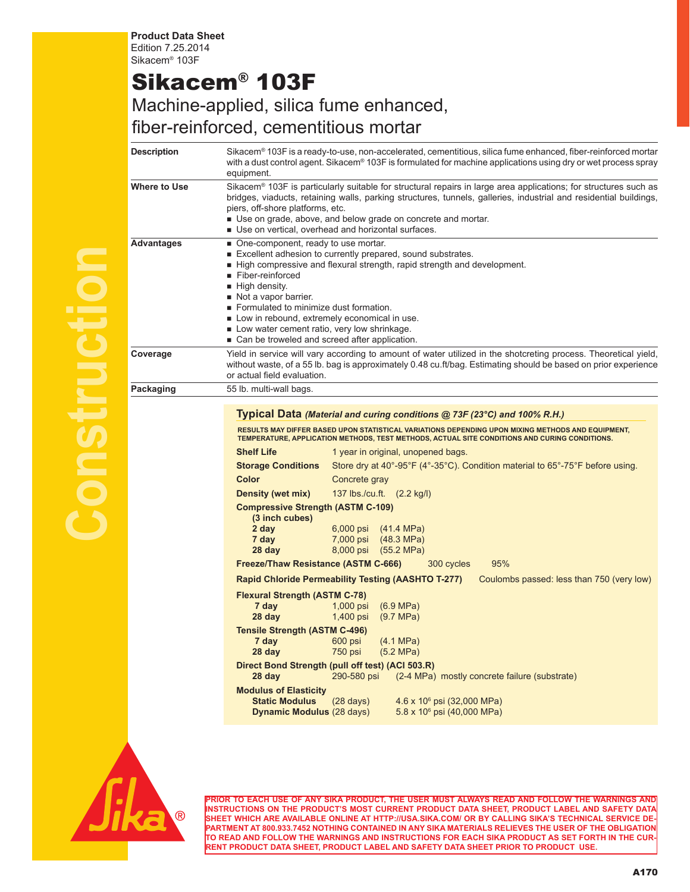**Product Data Sheet**
Edition 7.25.2014
Sikacem® 103F

# Sikacem® 103F

## Machine-applied, silica fume enhanced, fiber-reinforced, cementitious mortar

| | |
|---|---|
| **Description** | Sikacem® 103F is a ready-to-use, non-accelerated, cementitious, silica fume enhanced, fiber-reinforced mortar with a dust control agent. Sikacem® 103F is formulated for machine applications using dry or wet process spray equipment. |
| **Where to Use** | Sikacem® 103F is particularly suitable for structural repairs in large area applications; for structures such as bridges, viaducts, retaining walls, parking structures, tunnels, galleries, industrial and residential buildings, piers, off-shore platforms, etc.<br>■ Use on grade, above, and below grade on concrete and mortar.<br>■ Use on vertical, overhead and horizontal surfaces. |
| **Advantages** | ■ One-component, ready to use mortar.<br>■ Excellent adhesion to currently prepared, sound substrates.<br>■ High compressive and flexural strength, rapid strength and development.<br>■ Fiber-reinforced<br>■ High density.<br>■ Not a vapor barrier.<br>■ Formulated to minimize dust formation.<br>■ Low in rebound, extremely economical in use.<br>■ Low water cement ratio, very low shrinkage.<br>■ Can be troweled and screed after application. |
| **Coverage** | Yield in service will vary according to amount of water utilized in the shotcreting process. Theoretical yield, without waste, of a 55 lb. bag is approximately 0.48 cu.ft/bag. Estimating should be based on prior experience or actual field evaluation. |
| **Packaging** | 55 lb. multi-wall bags. |

### Typical Data *(Material and curing conditions @ 73F (23°C) and 100% R.H.)*

**RESULTS MAY DIFFER BASED UPON STATISTICAL VARIATIONS DEPENDING UPON MIXING METHODS AND EQUIPMENT, TEMPERATURE, APPLICATION METHODS, TEST METHODS, ACTUAL SITE CONDITIONS AND CURING CONDITIONS.**

**Shelf Life** 1 year in original, unopened bags.

**Storage Conditions** Store dry at 40°-95°F (4°-35°C). Condition material to 65°-75°F before using.

**Color** Concrete gray

**Density (wet mix)** 137 lbs./cu.ft. (2.2 kg/l)

**Compressive Strength (ASTM C-109)**
**(3 inch cubes)**

| | | |
|---|---|---|
| **2 day** | 6,000 psi | (41.4 MPa) |
| **7 day** | 7,000 psi | (48.3 MPa) |
| **28 day** | 8,000 psi | (55.2 MPa) |

**Freeze/Thaw Resistance (ASTM C-666)** 300 cycles 95%

**Rapid Chloride Permeability Testing (AASHTO T-277)** Coulombs passed: less than 750 (very low)

**Flexural Strength (ASTM C-78)**

| | | |
|---|---|---|
| **7 day** | 1,000 psi | (6.9 MPa) |
| **28 day** | 1,400 psi | (9.7 MPa) |

**Tensile Strength (ASTM C-496)**

| | | |
|---|---|---|
| **7 day** | 600 psi | (4.1 MPa) |
| **28 day** | 750 psi | (5.2 MPa) |

**Direct Bond Strength (pull off test) (ACI 503.R)**

| | | |
|---|---|---|
| **28 day** | 290-580 psi | (2-4 MPa) mostly concrete failure (substrate) |

**Modulus of Elasticity**

| | | |
|---|---|---|
| **Static Modulus** | (28 days) | $4.6 \times 10^6$ psi (32,000 MPa) |
| **Dynamic Modulus** | (28 days) | $5.8 \times 10^6$ psi (40,000 MPa) |

**PRIOR TO EACH USE OF ANY SIKA PRODUCT, THE USER MUST ALWAYS READ AND FOLLOW THE WARNINGS AND INSTRUCTIONS ON THE PRODUCT'S MOST CURRENT PRODUCT DATA SHEET, PRODUCT LABEL AND SAFETY DATA SHEET WHICH ARE AVAILABLE ONLINE AT HTTP://USA.SIKA.COM/ OR BY CALLING SIKA'S TECHNICAL SERVICE DEPARTMENT AT 800.933.7452 NOTHING CONTAINED IN ANY SIKA MATERIALS RELIEVES THE USER OF THE OBLIGATION TO READ AND FOLLOW THE WARNINGS AND INSTRUCTIONS FOR EACH SIKA PRODUCT AS SET FORTH IN THE CURRENT PRODUCT DATA SHEET, PRODUCT LABEL AND SAFETY DATA SHEET PRIOR TO PRODUCT USE.**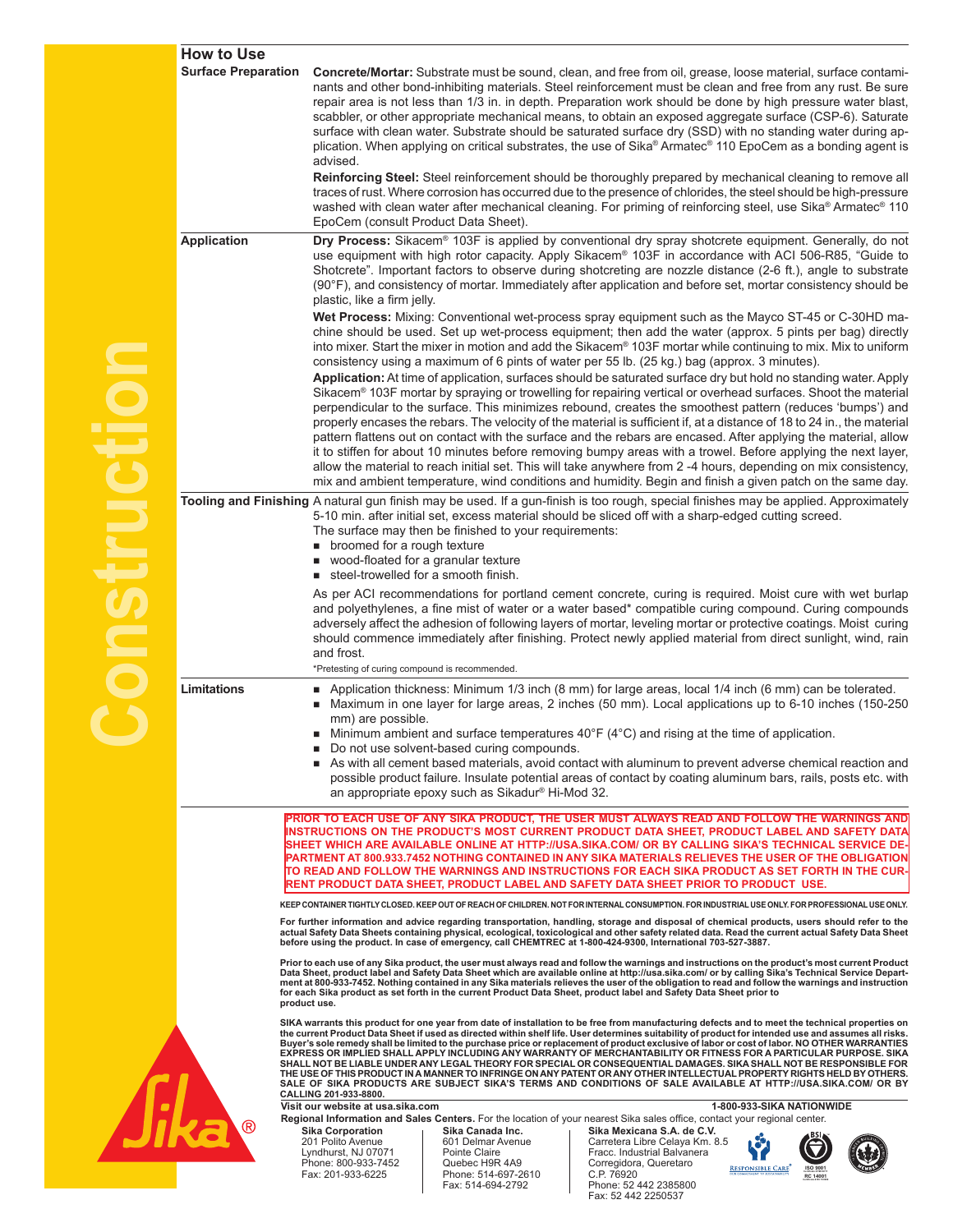## How to Use

### Surface Preparation

**Concrete/Mortar:** Substrate must be sound, clean, and free from oil, grease, loose material, surface contaminants and other bond-inhibiting materials. Steel reinforcement must be clean and free from any rust. Be sure repair area is not less than 1/3 in. in depth. Preparation work should be done by high pressure water blast, scabbler, or other appropriate mechanical means, to obtain an exposed aggregate surface (CSP-6). Saturate surface with clean water. Substrate should be saturated surface dry (SSD) with no standing water during application. When applying on critical substrates, the use of Sika® Armatec® 110 EpoCem as a bonding agent is advised.

**Reinforcing Steel:** Steel reinforcement should be thoroughly prepared by mechanical cleaning to remove all traces of rust. Where corrosion has occurred due to the presence of chlorides, the steel should be high-pressure washed with clean water after mechanical cleaning. For priming of reinforcing steel, use Sika® Armatec® 110 EpoCem (consult Product Data Sheet).

### Application

**Dry Process:** Sikacem® 103F is applied by conventional dry spray shotcrete equipment. Generally, do not use equipment with high rotor capacity. Apply Sikacem® 103F in accordance with ACI 506-R85, "Guide to Shotcrete". Important factors to observe during shotcreting are nozzle distance (2-6 ft.), angle to substrate (90°F), and consistency of mortar. Immediately after application and before set, mortar consistency should be plastic, like a firm jelly.

**Wet Process:** Mixing: Conventional wet-process spray equipment such as the Mayco ST-45 or C-30HD machine should be used. Set up wet-process equipment; then add the water (approx. 5 pints per bag) directly into mixer. Start the mixer in motion and add the Sikacem® 103F mortar while continuing to mix. Mix to uniform consistency using a maximum of 6 pints of water per 55 lb. (25 kg.) bag (approx. 3 minutes).

**Application:** At time of application, surfaces should be saturated surface dry but hold no standing water. Apply Sikacem® 103F mortar by spraying or trowelling for repairing vertical or overhead surfaces. Shoot the material perpendicular to the surface. This minimizes rebound, creates the smoothest pattern (reduces 'bumps') and properly encases the rebars. The velocity of the material is sufficient if, at a distance of 18 to 24 in., the material pattern flattens out on contact with the surface and the rebars are encased. After applying the material, allow it to stiffen for about 10 minutes before removing bumpy areas with a trowel. Before applying the next layer, allow the material to reach initial set. This will take anywhere from 2 -4 hours, depending on mix consistency, mix and ambient temperature, wind conditions and humidity. Begin and finish a given patch on the same day.

### Tooling and Finishing

A natural gun finish may be used. If a gun-finish is too rough, special finishes may be applied. Approximately 5-10 min. after initial set, excess material should be sliced off with a sharp-edged cutting screed.

The surface may then be finished to your requirements:

- broomed for a rough texture
- wood-floated for a granular texture
- steel-trowelled for a smooth finish.

As per ACI recommendations for portland cement concrete, curing is required. Moist cure with wet burlap and polyethylenes, a fine mist of water or a water based* compatible curing compound. Curing compounds adversely affect the adhesion of following layers of mortar, leveling mortar or protective coatings. Moist curing should commence immediately after finishing. Protect newly applied material from direct sunlight, wind, rain and frost.

*Pretesting of curing compound is recommended.

### Limitations

- Application thickness: Minimum 1/3 inch (8 mm) for large areas, local 1/4 inch (6 mm) can be tolerated.
- Maximum in one layer for large areas, 2 inches (50 mm). Local applications up to 6-10 inches (150-250 mm) are possible.
- Minimum ambient and surface temperatures 40°F (4°C) and rising at the time of application.
- Do not use solvent-based curing compounds.
- As with all cement based materials, avoid contact with aluminum to prevent adverse chemical reaction and possible product failure. Insulate potential areas of contact by coating aluminum bars, rails, posts etc. with an appropriate epoxy such as Sikadur® Hi-Mod 32.

**PRIOR TO EACH USE OF ANY SIKA PRODUCT, THE USER MUST ALWAYS READ AND FOLLOW THE WARNINGS AND INSTRUCTIONS ON THE PRODUCT'S MOST CURRENT PRODUCT DATA SHEET, PRODUCT LABEL AND SAFETY DATA SHEET WHICH ARE AVAILABLE ONLINE AT HTTP://USA.SIKA.COM/ OR BY CALLING SIKA'S TECHNICAL SERVICE DEPARTMENT AT 800.933.7452 NOTHING CONTAINED IN ANY SIKA MATERIALS RELIEVES THE USER OF THE OBLIGATION TO READ AND FOLLOW THE WARNINGS AND INSTRUCTIONS FOR EACH SIKA PRODUCT AS SET FORTH IN THE CURRENT PRODUCT DATA SHEET, PRODUCT LABEL AND SAFETY DATA SHEET PRIOR TO PRODUCT USE.**

**KEEP CONTAINER TIGHTLY CLOSED. KEEP OUT OF REACH OF CHILDREN. NOT FOR INTERNAL CONSUMPTION. FOR INDUSTRIAL USE ONLY. FOR PROFESSIONAL USE ONLY.**

**For further information and advice regarding transportation, handling, storage and disposal of chemical products, users should refer to the actual Safety Data Sheets containing physical, ecological, toxicological and other safety related data. Read the current actual Safety Data Sheet before using the product. In case of emergency, call CHEMTREC at 1-800-424-9300, International 703-527-3887.**

**Prior to each use of any Sika product, the user must always read and follow the warnings and instructions on the product's most current Product Data Sheet, product label and Safety Data Sheet which are available online at http://usa.sika.com/ or by calling Sika's Technical Service Department at 800-933-7452. Nothing contained in any Sika materials relieves the user of the obligation to read and follow the warnings and instruction for each Sika product as set forth in the current Product Data Sheet, product label and Safety Data Sheet prior to product use.**

**SIKA warrants this product for one year from date of installation to be free from manufacturing defects and to meet the technical properties on the current Product Data Sheet if used as directed within shelf life. User determines suitability of product for intended use and assumes all risks. Buyer's sole remedy shall be limited to the purchase price or replacement of product exclusive of labor or cost of labor. NO OTHER WARRANTIES EXPRESS OR IMPLIED SHALL APPLY INCLUDING ANY WARRANTY OF MERCHANTABILITY OR FITNESS FOR A PARTICULAR PURPOSE. SIKA SHALL NOT BE LIABLE UNDER ANY LEGAL THEORY FOR SPECIAL OR CONSEQUENTIAL DAMAGES. SIKA SHALL NOT BE RESPONSIBLE FOR THE USE OF THIS PRODUCT IN A MANNER TO INFRINGE ON ANY PATENT OR ANY OTHER INTELLECTUAL PROPERTY RIGHTS HELD BY OTHERS. SALE OF SIKA PRODUCTS ARE SUBJECT SIKA'S TERMS AND CONDITIONS OF SALE AVAILABLE AT HTTP://USA.SIKA.COM/ OR BY CALLING 201-933-8800.**

**Visit our website at usa.sika.com** **1-800-933-SIKA NATIONWIDE**

**Regional Information and Sales Centers.** For the location of your nearest Sika sales office, contact your regional center.

**Sika Corporation**
201 Polito Avenue
Lyndhurst, NJ 07071
Phone: 800-933-7452
Fax: 201-933-6225

**Sika Canada Inc.**
601 Delmar Avenue
Pointe Claire
Quebec H9R 4A9
Phone: 514-697-2610
Fax: 514-694-2792

**Sika Mexicana S.A. de C.V.**
Carretera Libre Celaya Km. 8.5
Fracc. Industrial Balvanera
Corregidora, Queretaro
C.P. 76920
Phone: 52 442 2385800
Fax: 52 442 2250537